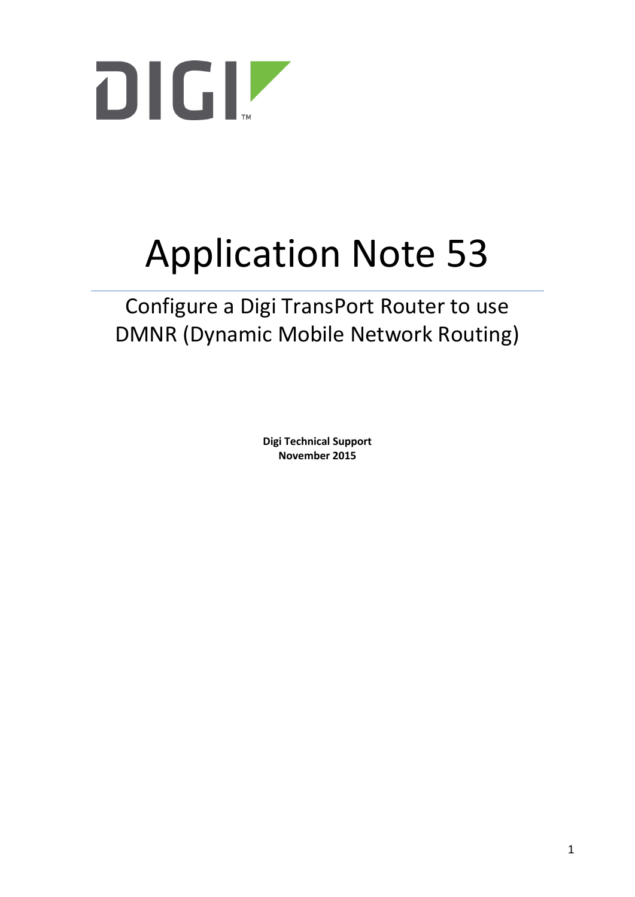# Application Note 53

## Configure a Digi TransPort Router to use DMNR (Dynamic Mobile Network Routing)

**Digi Technical Support**
**November 2015**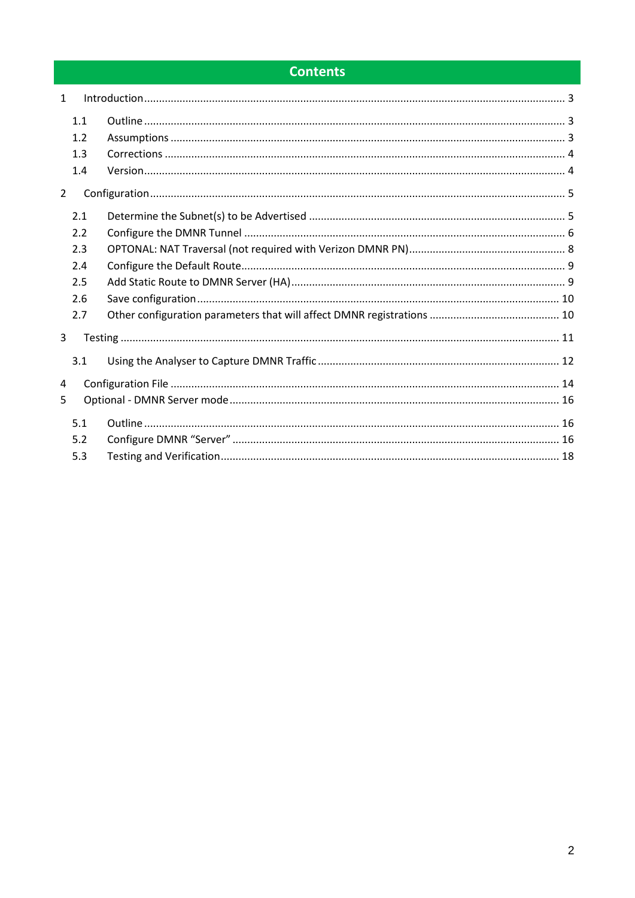# Contents

1 Introduction ........ 3

- 1.1 Outline ........ 3
- 1.2 Assumptions ........ 3
- 1.3 Corrections ........ 4
- 1.4 Version ........ 4

2 Configuration ........ 5

- 2.1 Determine the Subnet(s) to be Advertised ........ 5
- 2.2 Configure the DMNR Tunnel ........ 6
- 2.3 OPTONAL: NAT Traversal (not required with Verizon DMNR PN) ........ 8
- 2.4 Configure the Default Route ........ 9
- 2.5 Add Static Route to DMNR Server (HA) ........ 9
- 2.6 Save configuration ........ 10
- 2.7 Other configuration parameters that will affect DMNR registrations ........ 10

3 Testing ........ 11

- 3.1 Using the Analyser to Capture DMNR Traffic ........ 12

4 Configuration File ........ 14

5 Optional - DMNR Server mode ........ 16

- 5.1 Outline ........ 16
- 5.2 Configure DMNR “Server” ........ 16
- 5.3 Testing and Verification ........ 18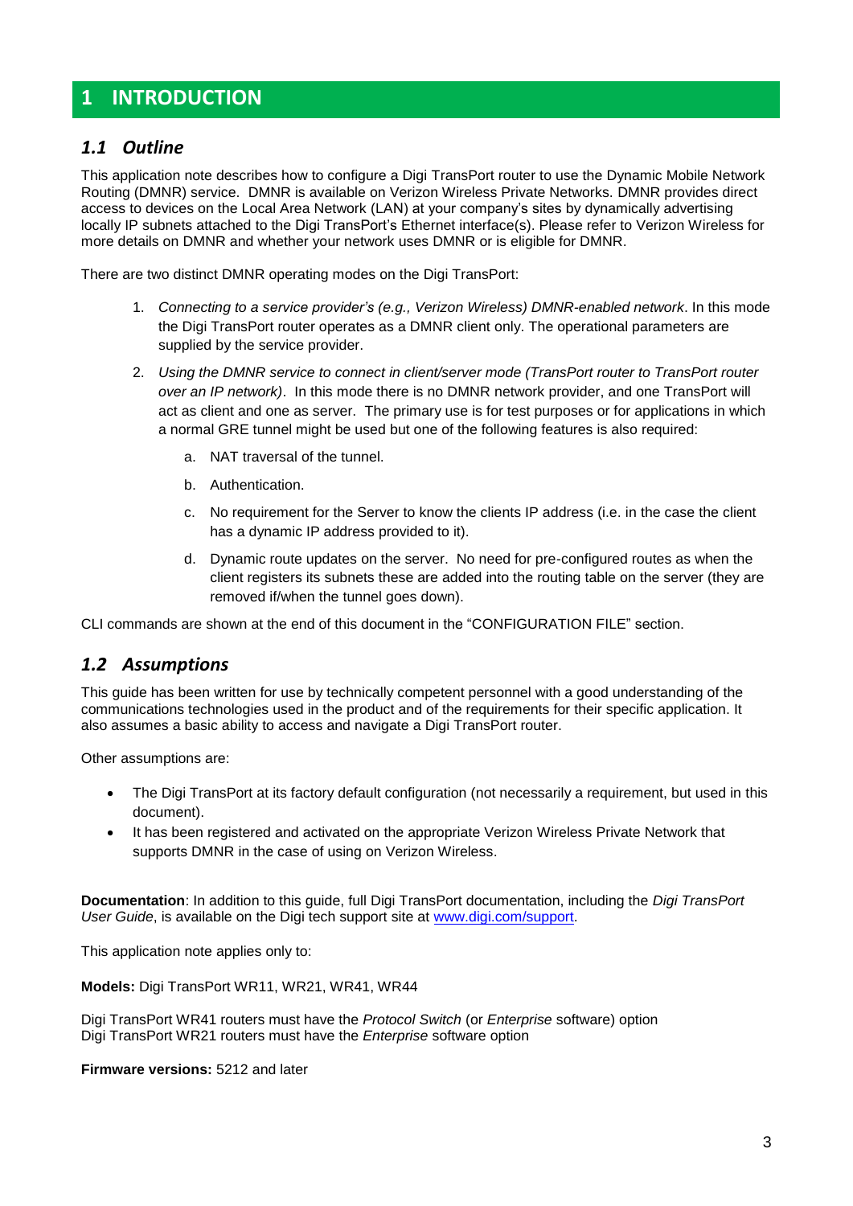# 1 INTRODUCTION

## *1.1 Outline*

This application note describes how to configure a Digi TransPort router to use the Dynamic Mobile Network Routing (DMNR) service. DMNR is available on Verizon Wireless Private Networks. DMNR provides direct access to devices on the Local Area Network (LAN) at your company's sites by dynamically advertising locally IP subnets attached to the Digi TransPort's Ethernet interface(s). Please refer to Verizon Wireless for more details on DMNR and whether your network uses DMNR or is eligible for DMNR.

There are two distinct DMNR operating modes on the Digi TransPort:

1. *Connecting to a service provider's (e.g., Verizon Wireless) DMNR-enabled network*. In this mode the Digi TransPort router operates as a DMNR client only. The operational parameters are supplied by the service provider.
2. *Using the DMNR service to connect in client/server mode (TransPort router to TransPort router over an IP network)*. In this mode there is no DMNR network provider, and one TransPort will act as client and one as server. The primary use is for test purposes or for applications in which a normal GRE tunnel might be used but one of the following features is also required:
    a. NAT traversal of the tunnel.
    b. Authentication.
    c. No requirement for the Server to know the clients IP address (i.e. in the case the client has a dynamic IP address provided to it).
    d. Dynamic route updates on the server. No need for pre-configured routes as when the client registers its subnets these are added into the routing table on the server (they are removed if/when the tunnel goes down).

CLI commands are shown at the end of this document in the "CONFIGURATION FILE" section.

## *1.2 Assumptions*

This guide has been written for use by technically competent personnel with a good understanding of the communications technologies used in the product and of the requirements for their specific application. It also assumes a basic ability to access and navigate a Digi TransPort router.

Other assumptions are:

- The Digi TransPort at its factory default configuration (not necessarily a requirement, but used in this document).
- It has been registered and activated on the appropriate Verizon Wireless Private Network that supports DMNR in the case of using on Verizon Wireless.

**Documentation**: In addition to this guide, full Digi TransPort documentation, including the *Digi TransPort User Guide*, is available on the Digi tech support site at [www.digi.com/support](www.digi.com/support).

This application note applies only to:

**Models:** Digi TransPort WR11, WR21, WR41, WR44

Digi TransPort WR41 routers must have the *Protocol Switch* (or *Enterprise* software) option
Digi TransPort WR21 routers must have the *Enterprise* software option

**Firmware versions:** 5212 and later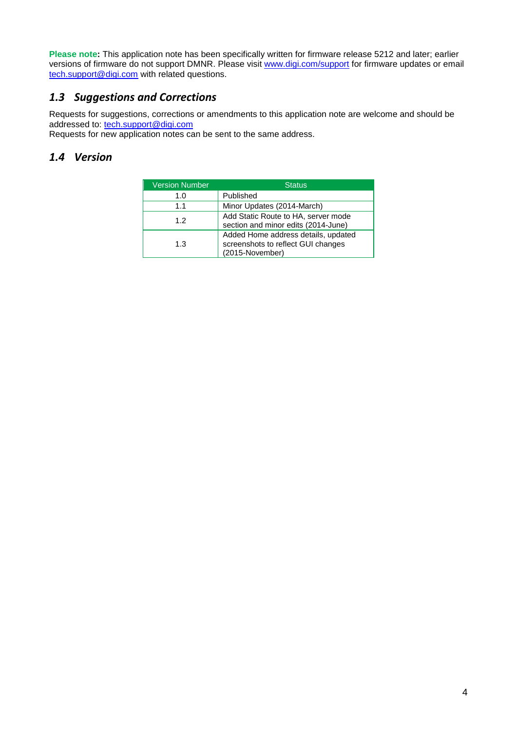**Please note:** This application note has been specifically written for firmware release 5212 and later; earlier versions of firmware do not support DMNR. Please visit www.digi.com/support for firmware updates or email tech.support@digi.com with related questions.

## 1.3 Suggestions and Corrections

Requests for suggestions, corrections or amendments to this application note are welcome and should be addressed to: tech.support@digi.com
Requests for new application notes can be sent to the same address.

## 1.4 Version

| Version Number | Status |
|---|---|
| 1.0 | Published |
| 1.1 | Minor Updates (2014-March) |
| 1.2 | Add Static Route to HA, server mode section and minor edits (2014-June) |
| 1.3 | Added Home address details, updated screenshots to reflect GUI changes (2015-November) |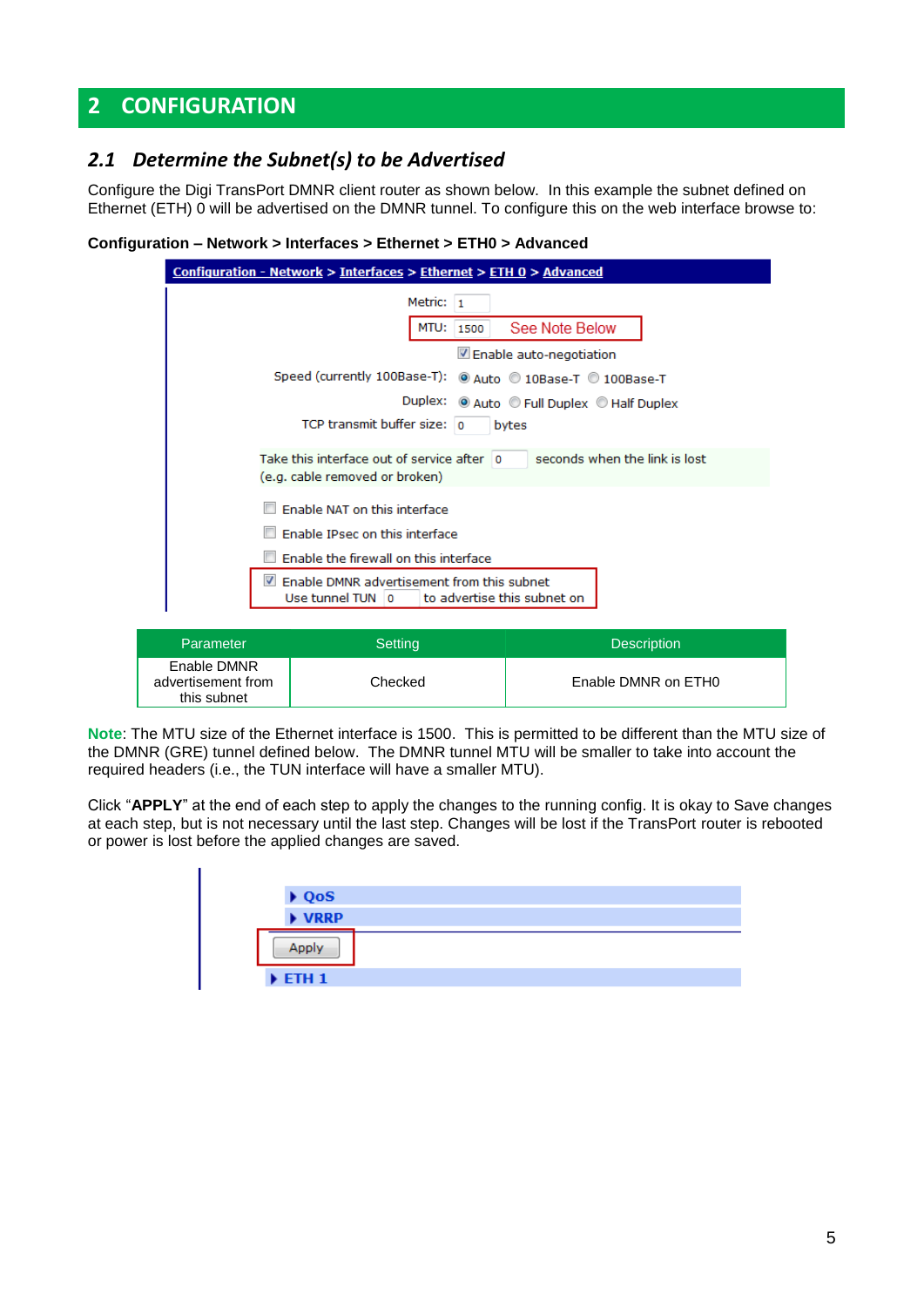# 2 CONFIGURATION

## 2.1 Determine the Subnet(s) to be Advertised

Configure the Digi TransPort DMNR client router as shown below. In this example the subnet defined on Ethernet (ETH) 0 will be advertised on the DMNR tunnel. To configure this on the web interface browse to:

**Configuration – Network > Interfaces > Ethernet > ETH0 > Advanced**

Configuration - Network > Interfaces > Ethernet > ETH 0 > Advanced

Metric: 1

MTU: 1500 See Note Below

☑ Enable auto-negotiation

Speed (currently 100Base-T): ◉ Auto ○ 10Base-T ○ 100Base-T

Duplex: ◉ Auto ○ Full Duplex ○ Half Duplex

TCP transmit buffer size: 0 bytes

Take this interface out of service after 0 seconds when the link is lost (e.g. cable removed or broken)

☐ Enable NAT on this interface

☐ Enable IPsec on this interface

☐ Enable the firewall on this interface

☑ Enable DMNR advertisement from this subnet
Use tunnel TUN 0 to advertise this subnet on

| Parameter | Setting | Description |
|---|---|---|
| Enable DMNR advertisement from this subnet | Checked | Enable DMNR on ETH0 |

**Note**: The MTU size of the Ethernet interface is 1500. This is permitted to be different than the MTU size of the DMNR (GRE) tunnel defined below. The DMNR tunnel MTU will be smaller to take into account the required headers (i.e., the TUN interface will have a smaller MTU).

Click "**APPLY**" at the end of each step to apply the changes to the running config. It is okay to Save changes at each step, but is not necessary until the last step. Changes will be lost if the TransPort router is rebooted or power is lost before the applied changes are saved.

▸ QoS

▸ VRRP

Apply

▸ ETH 1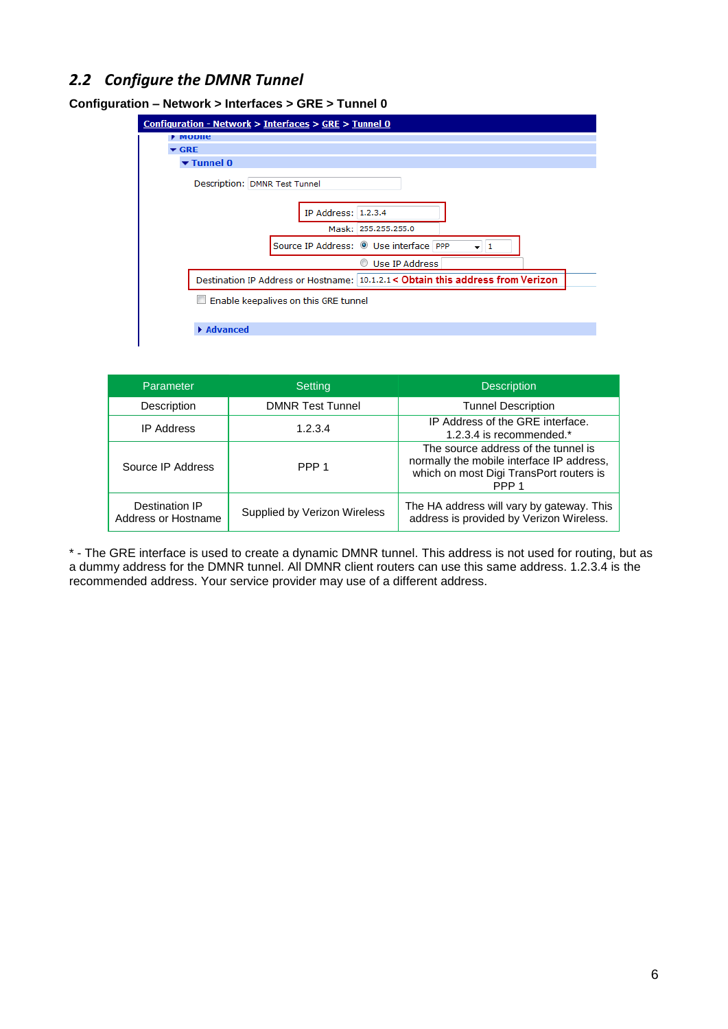## 2.2 Configure the DMNR Tunnel

**Configuration – Network > Interfaces > GRE > Tunnel 0**

| Parameter | Setting | Description |
|---|---|---|
| Description | DMNR Test Tunnel | Tunnel Description |
| IP Address | 1.2.3.4 | IP Address of the GRE interface. 1.2.3.4 is recommended.* |
| Source IP Address | PPP 1 | The source address of the tunnel is normally the mobile interface IP address, which on most Digi TransPort routers is PPP 1 |
| Destination IP Address or Hostname | Supplied by Verizon Wireless | The HA address will vary by gateway. This address is provided by Verizon Wireless. |

* - The GRE interface is used to create a dynamic DMNR tunnel. This address is not used for routing, but as a dummy address for the DMNR tunnel. All DMNR client routers can use this same address. 1.2.3.4 is the recommended address. Your service provider may use of a different address.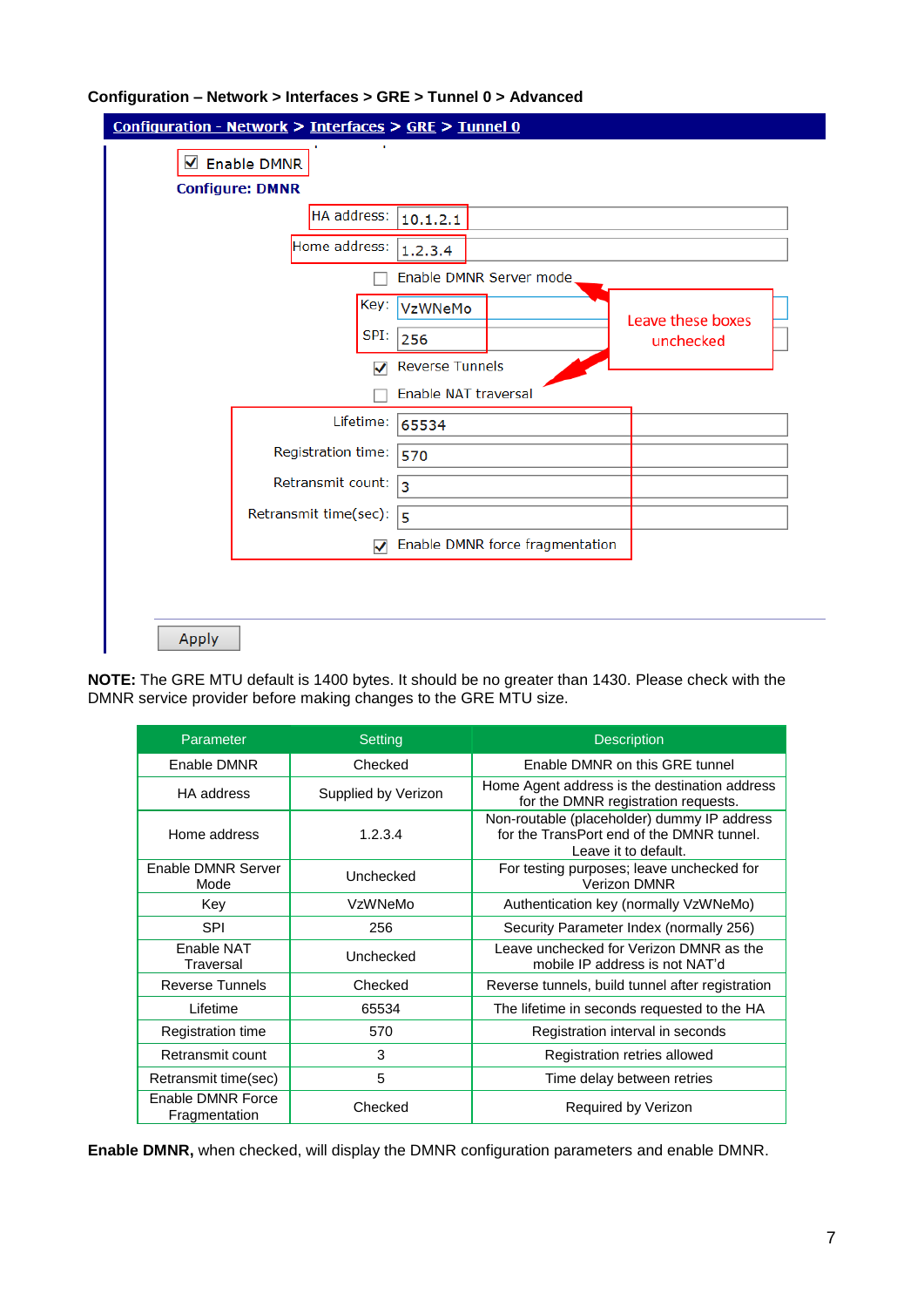**Configuration – Network > Interfaces > GRE > Tunnel 0 > Advanced**

Configuration - Network > Interfaces > GRE > Tunnel 0

☑ Enable DMNR

Configure: DMNR

HA address: 10.1.2.1

Home address: 1.2.3.4

☐ Enable DMNR Server mode

Key: VzWNeMo

SPI: 256

☑ Reverse Tunnels

☐ Enable NAT traversal

Leave these boxes unchecked

Lifetime: 65534

Registration time: 570

Retransmit count: 3

Retransmit time(sec): 5

☑ Enable DMNR force fragmentation

Apply

**NOTE:** The GRE MTU default is 1400 bytes. It should be no greater than 1430. Please check with the DMNR service provider before making changes to the GRE MTU size.

| Parameter | Setting | Description |
|---|---|---|
| Enable DMNR | Checked | Enable DMNR on this GRE tunnel |
| HA address | Supplied by Verizon | Home Agent address is the destination address for the DMNR registration requests. |
| Home address | 1.2.3.4 | Non-routable (placeholder) dummy IP address for the TransPort end of the DMNR tunnel. Leave it to default. |
| Enable DMNR Server Mode | Unchecked | For testing purposes; leave unchecked for Verizon DMNR |
| Key | VzWNeMo | Authentication key (normally VzWNeMo) |
| SPI | 256 | Security Parameter Index (normally 256) |
| Enable NAT Traversal | Unchecked | Leave unchecked for Verizon DMNR as the mobile IP address is not NAT'd |
| Reverse Tunnels | Checked | Reverse tunnels, build tunnel after registration |
| Lifetime | 65534 | The lifetime in seconds requested to the HA |
| Registration time | 570 | Registration interval in seconds |
| Retransmit count | 3 | Registration retries allowed |
| Retransmit time(sec) | 5 | Time delay between retries |
| Enable DMNR Force Fragmentation | Checked | Required by Verizon |

**Enable DMNR,** when checked, will display the DMNR configuration parameters and enable DMNR.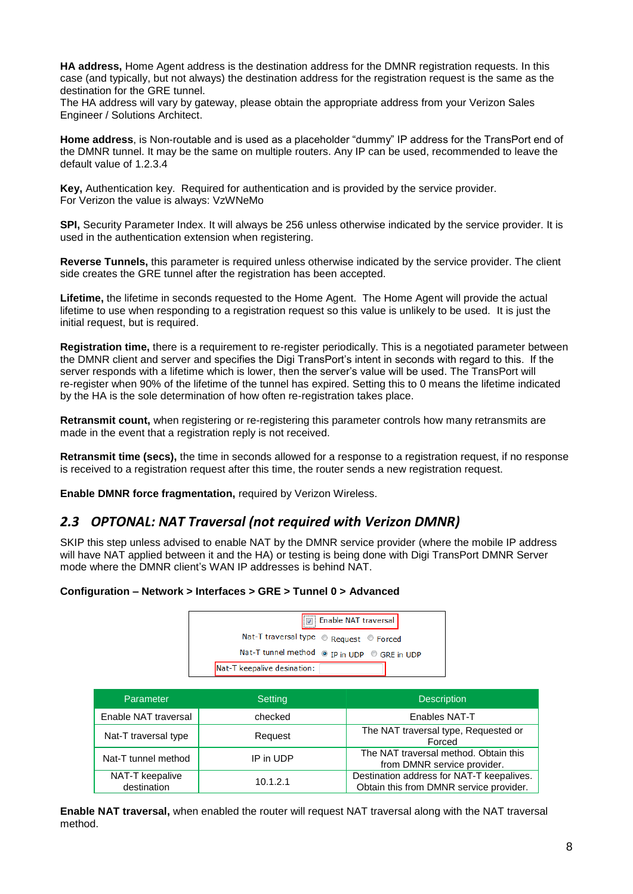**HA address,** Home Agent address is the destination address for the DMNR registration requests. In this case (and typically, but not always) the destination address for the registration request is the same as the destination for the GRE tunnel.
The HA address will vary by gateway, please obtain the appropriate address from your Verizon Sales Engineer / Solutions Architect.

**Home address**, is Non-routable and is used as a placeholder “dummy” IP address for the TransPort end of the DMNR tunnel. It may be the same on multiple routers. Any IP can be used, recommended to leave the default value of 1.2.3.4

**Key,** Authentication key. Required for authentication and is provided by the service provider.
For Verizon the value is always: VzWNeMo

**SPI,** Security Parameter Index. It will always be 256 unless otherwise indicated by the service provider. It is used in the authentication extension when registering.

**Reverse Tunnels,** this parameter is required unless otherwise indicated by the service provider. The client side creates the GRE tunnel after the registration has been accepted.

**Lifetime,** the lifetime in seconds requested to the Home Agent. The Home Agent will provide the actual lifetime to use when responding to a registration request so this value is unlikely to be used. It is just the initial request, but is required.

**Registration time,** there is a requirement to re-register periodically. This is a negotiated parameter between the DMNR client and server and specifies the Digi TransPort’s intent in seconds with regard to this. If the server responds with a lifetime which is lower, then the server’s value will be used. The TransPort will re-register when 90% of the lifetime of the tunnel has expired. Setting this to 0 means the lifetime indicated by the HA is the sole determination of how often re-registration takes place.

**Retransmit count,** when registering or re-registering this parameter controls how many retransmits are made in the event that a registration reply is not received.

**Retransmit time (secs),** the time in seconds allowed for a response to a registration request, if no response is received to a registration request after this time, the router sends a new registration request.

**Enable DMNR force fragmentation,** required by Verizon Wireless.

## 2.3 OPTONAL: NAT Traversal (not required with Verizon DMNR)

SKIP this step unless advised to enable NAT by the DMNR service provider (where the mobile IP address will have NAT applied between it and the HA) or testing is being done with Digi TransPort DMNR Server mode where the DMNR client’s WAN IP addresses is behind NAT.

**Configuration – Network > Interfaces > GRE > Tunnel 0 > Advanced**

Enable NAT traversal
Nat-T traversal type Request Forced
Nat-T tunnel method IP in UDP GRE in UDP
Nat-T keepalive desination:

| Parameter | Setting | Description |
|---|---|---|
| Enable NAT traversal | checked | Enables NAT-T |
| Nat-T traversal type | Request | The NAT traversal type, Requested or Forced |
| Nat-T tunnel method | IP in UDP | The NAT traversal method. Obtain this from DMNR service provider. |
| NAT-T keepalive destination | 10.1.2.1 | Destination address for NAT-T keepalives. Obtain this from DMNR service provider. |

**Enable NAT traversal,** when enabled the router will request NAT traversal along with the NAT traversal method.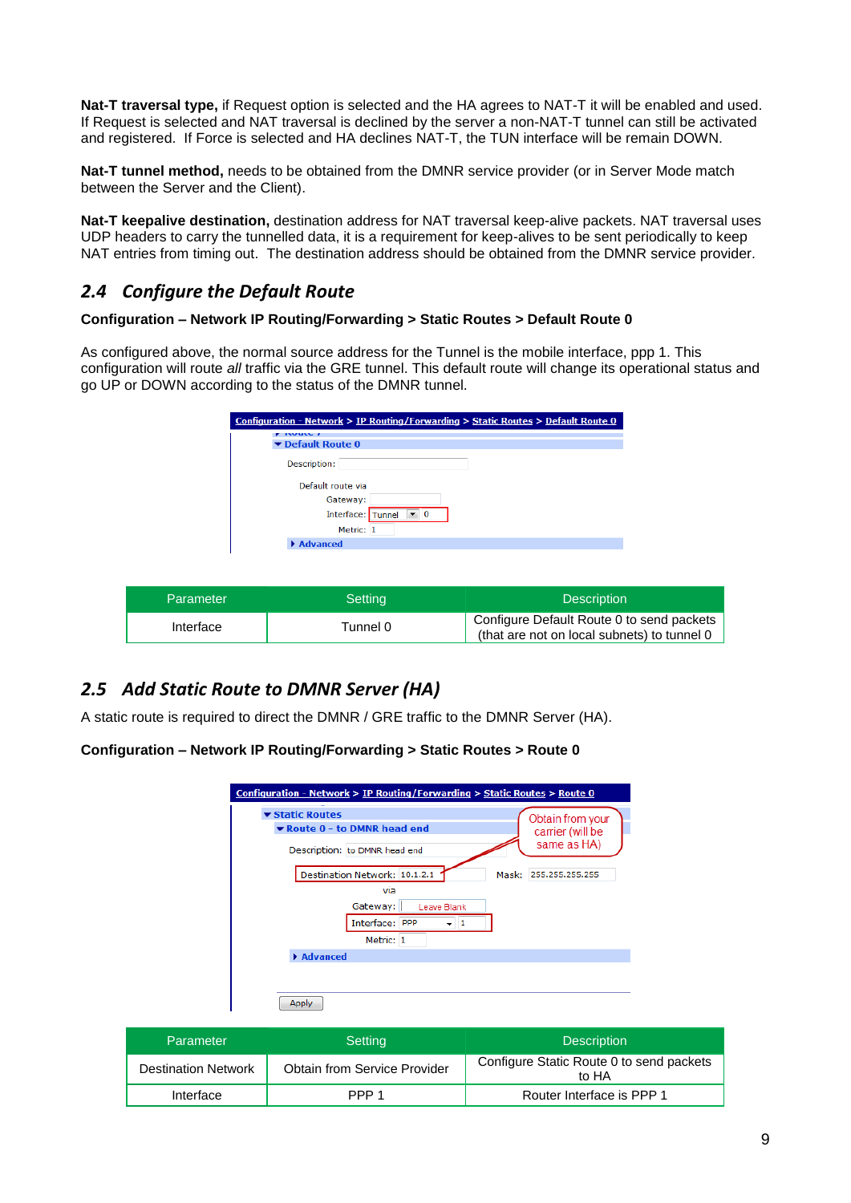**Nat-T traversal type,** if Request option is selected and the HA agrees to NAT-T it will be enabled and used. If Request is selected and NAT traversal is declined by the server a non-NAT-T tunnel can still be activated and registered. If Force is selected and HA declines NAT-T, the TUN interface will be remain DOWN.

**Nat-T tunnel method,** needs to be obtained from the DMNR service provider (or in Server Mode match between the Server and the Client).

**Nat-T keepalive destination,** destination address for NAT traversal keep-alive packets. NAT traversal uses UDP headers to carry the tunnelled data, it is a requirement for keep-alives to be sent periodically to keep NAT entries from timing out. The destination address should be obtained from the DMNR service provider.

## 2.4 Configure the Default Route

**Configuration – Network IP Routing/Forwarding > Static Routes > Default Route 0**

As configured above, the normal source address for the Tunnel is the mobile interface, ppp 1. This configuration will route *all* traffic via the GRE tunnel. This default route will change its operational status and go UP or DOWN according to the status of the DMNR tunnel.

Configuration - Network > IP Routing/Forwarding > Static Routes > Default Route 0

Default Route 0

Description:

Default route via

Gateway:

Interface: Tunnel 0

Metric: 1

Advanced

| Parameter | Setting | Description |
|---|---|---|
| Interface | Tunnel 0 | Configure Default Route 0 to send packets (that are not on local subnets) to tunnel 0 |

## 2.5 Add Static Route to DMNR Server (HA)

A static route is required to direct the DMNR / GRE traffic to the DMNR Server (HA).

**Configuration – Network IP Routing/Forwarding > Static Routes > Route 0**

Configuration - Network > IP Routing/Forwarding > Static Routes > Route 0

Static Routes

Route 0 - to DMNR head end

Description: to DMNR head end

Destination Network: 10.1.2.1 Mask: 255.255.255.255

via

Gateway: Leave Blank

Interface: PPP 1

Metric: 1

Advanced

Apply

Obtain from your carrier (will be same as HA)

| Parameter | Setting | Description |
|---|---|---|
| Destination Network | Obtain from Service Provider | Configure Static Route 0 to send packets to HA |
| Interface | PPP 1 | Router Interface is PPP 1 |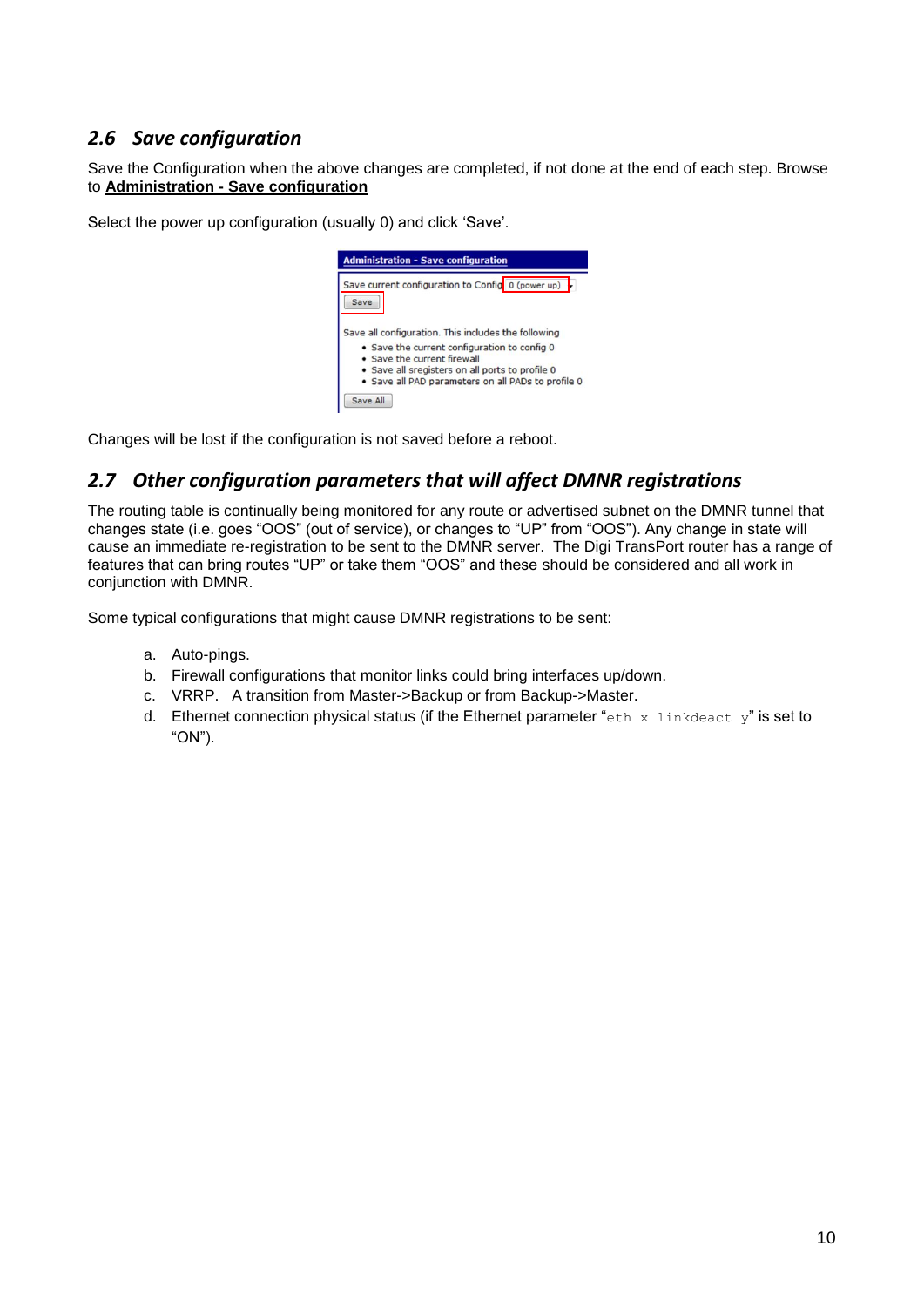## 2.6 Save configuration

Save the Configuration when the above changes are completed, if not done at the end of each step. Browse to **Administration - Save configuration**

Select the power up configuration (usually 0) and click 'Save'.

Changes will be lost if the configuration is not saved before a reboot.

## 2.7 Other configuration parameters that will affect DMNR registrations

The routing table is continually being monitored for any route or advertised subnet on the DMNR tunnel that changes state (i.e. goes "OOS" (out of service), or changes to "UP" from "OOS"). Any change in state will cause an immediate re-registration to be sent to the DMNR server. The Digi TransPort router has a range of features that can bring routes "UP" or take them "OOS" and these should be considered and all work in conjunction with DMNR.

Some typical configurations that might cause DMNR registrations to be sent:

a. Auto-pings.
b. Firewall configurations that monitor links could bring interfaces up/down.
c. VRRP. A transition from Master->Backup or from Backup->Master.
d. Ethernet connection physical status (if the Ethernet parameter "`eth x linkdeact y`" is set to "ON").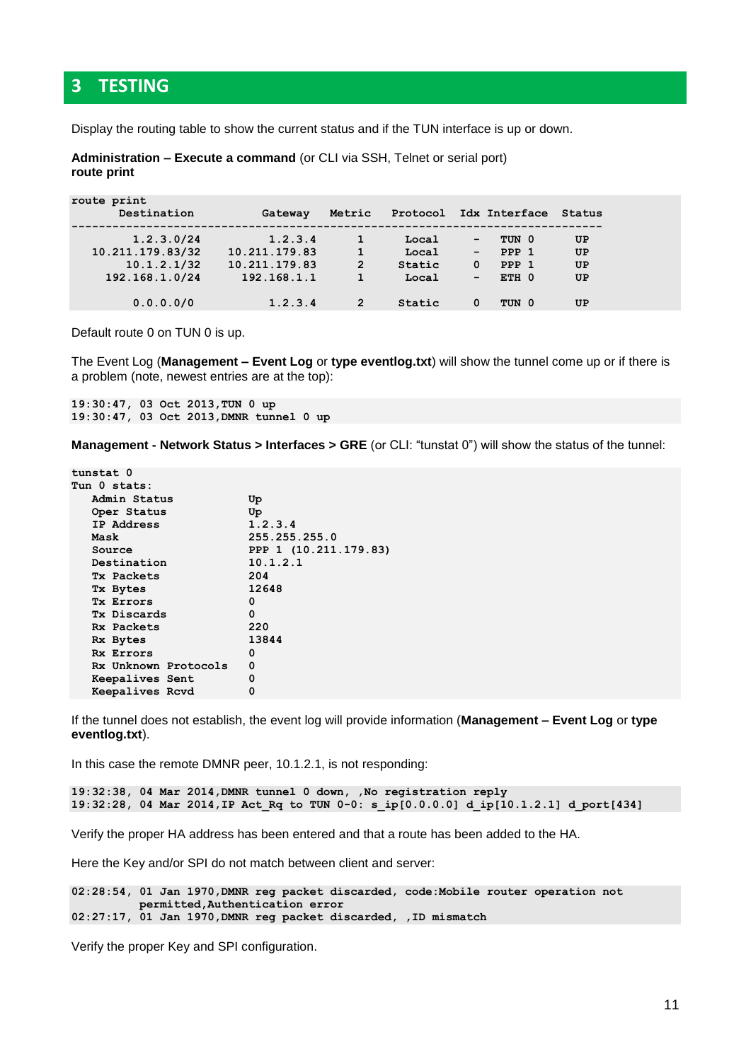# 3 TESTING

Display the routing table to show the current status and if the TUN interface is up or down.

**Administration – Execute a command** (or CLI via SSH, Telnet or serial port)
**route print**

```
route print
        Destination          Gateway    Metric   Protocol  Idx Interface  Status
----------------------------------------------------------------------------------
         1.2.3.0/24          1.2.3.4      1       Local     -   TUN 0      UP
    10.211.179.83/32    10.211.179.83     1       Local     -   PPP 1      UP
        10.1.2.1/32     10.211.179.83     2       Static    0   PPP 1      UP
      192.168.1.0/24      192.168.1.1     1       Local     -   ETH 0      UP

          0.0.0.0/0          1.2.3.4      2       Static    0   TUN 0      UP
```

Default route 0 on TUN 0 is up.

The Event Log (**Management – Event Log** or **type eventlog.txt**) will show the tunnel come up or if there is a problem (note, newest entries are at the top):

```
19:30:47, 03 Oct 2013,TUN 0 up
19:30:47, 03 Oct 2013,DMNR tunnel 0 up
```

**Management - Network Status > Interfaces > GRE** (or CLI: "tunstat 0") will show the status of the tunnel:

```
tunstat 0
Tun 0 stats:
   Admin Status              Up
   Oper Status               Up
   IP Address                1.2.3.4
   Mask                      255.255.255.0
   Source                    PPP 1 (10.211.179.83)
   Destination               10.1.2.1
   Tx Packets                204
   Tx Bytes                  12648
   Tx Errors                 0
   Tx Discards               0
   Rx Packets                220
   Rx Bytes                  13844
   Rx Errors                 0
   Rx Unknown Protocols      0
   Keepalives Sent           0
   Keepalives Rcvd           0
```

If the tunnel does not establish, the event log will provide information (**Management – Event Log** or **type eventlog.txt**).

In this case the remote DMNR peer, 10.1.2.1, is not responding:

```
19:32:38, 04 Mar 2014,DMNR tunnel 0 down, ,No registration reply
19:32:28, 04 Mar 2014,IP Act_Rq to TUN 0-0: s_ip[0.0.0.0] d_ip[10.1.2.1] d_port[434]
```

Verify the proper HA address has been entered and that a route has been added to the HA.

Here the Key and/or SPI do not match between client and server:

```
02:28:54, 01 Jan 1970,DMNR reg packet discarded, code:Mobile router operation not
          permitted,Authentication error
02:27:17, 01 Jan 1970,DMNR reg packet discarded, ,ID mismatch
```

Verify the proper Key and SPI configuration.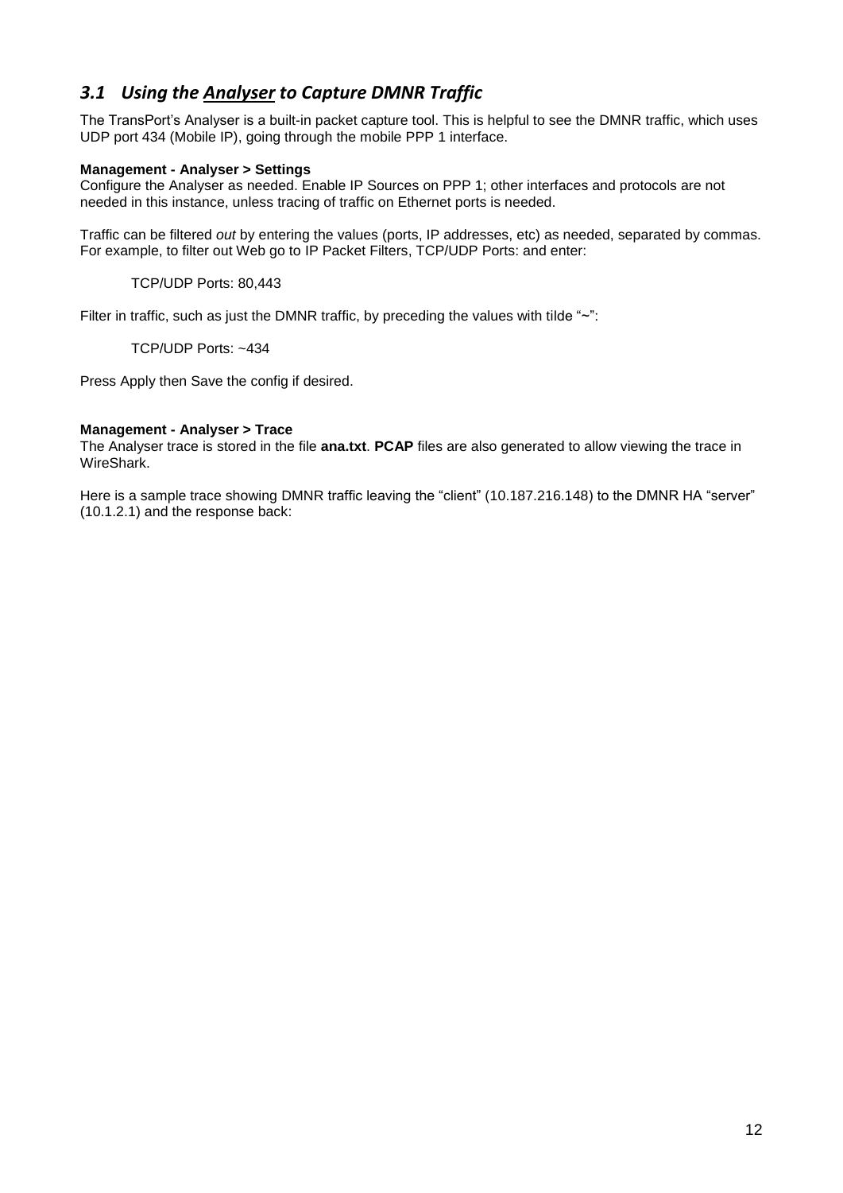## *3.1 Using the Analyser to Capture DMNR Traffic*

The TransPort's Analyser is a built-in packet capture tool. This is helpful to see the DMNR traffic, which uses UDP port 434 (Mobile IP), going through the mobile PPP 1 interface.

**Management - Analyser > Settings**
Configure the Analyser as needed. Enable IP Sources on PPP 1; other interfaces and protocols are not needed in this instance, unless tracing of traffic on Ethernet ports is needed.

Traffic can be filtered *out* by entering the values (ports, IP addresses, etc) as needed, separated by commas. For example, to filter out Web go to IP Packet Filters, TCP/UDP Ports: and enter:

TCP/UDP Ports: 80,443

Filter in traffic, such as just the DMNR traffic, by preceding the values with tilde "~":

TCP/UDP Ports: ~434

Press Apply then Save the config if desired.

**Management - Analyser > Trace**
The Analyser trace is stored in the file **ana.txt**. **PCAP** files are also generated to allow viewing the trace in WireShark.

Here is a sample trace showing DMNR traffic leaving the "client" (10.187.216.148) to the DMNR HA "server" (10.1.2.1) and the response back: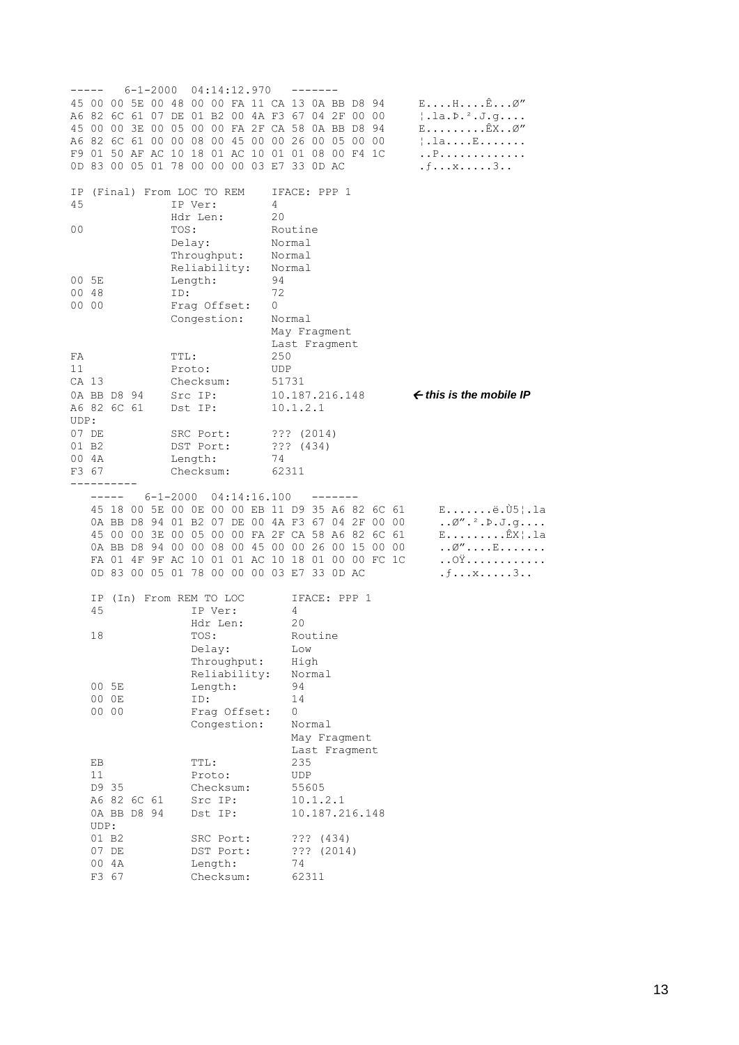```
-----   6-1-2000  04:14:12.970   -------
45 00 00 5E 00 48 00 00 FA 11 CA 13 0A BB D8 94     E....H....Ê...Ø”
A6 82 6C 61 07 DE 01 B2 00 4A F3 67 04 2F 00 00     ¦.la.Þ.².J.g....
45 00 00 3E 00 05 00 00 FA 2F CA 58 0A BB D8 94     E.........ÊX..Ø”
A6 82 6C 61 00 00 08 00 45 00 00 26 00 05 00 00     ¦.la....E.......
F9 01 50 AF AC 10 18 01 AC 10 01 01 08 00 F4 1C     ..P.............
0D 83 00 05 01 78 00 00 00 03 E7 33 0D AC           .ƒ...x.....3..

IP (Final) From LOC TO REM    IFACE: PPP 1
45             IP Ver:        4
               Hdr Len:       20
00             TOS:           Routine
               Delay:         Normal
               Throughput:    Normal
               Reliability:   Normal
00 5E          Length:        94
00 48          ID:            72
00 00          Frag Offset:   0
               Congestion:    Normal
                              May Fragment
                              Last Fragment
FA             TTL:           250
11             Proto:         UDP
CA 13          Checksum:      51731
0A BB D8 94    Src IP:        10.187.216.148       ← this is the mobile IP
A6 82 6C 61    Dst IP:        10.1.2.1
UDP:
07 DE          SRC Port:      ??? (2014)
01 B2          DST Port:      ??? (434)
00 4A          Length:        74
F3 67          Checksum:      62311
----------
   -----   6-1-2000  04:14:16.100   -------
   45 18 00 5E 00 0E 00 00 EB 11 D9 35 A6 82 6C 61     E.......ë.Ù5¦.la
   0A BB D8 94 01 B2 07 DE 00 4A F3 67 04 2F 00 00     ..Ø”.².Þ.J.g....
   45 00 00 3E 00 05 00 00 FA 2F CA 58 A6 82 6C 61     E.........ÊX¦.la
   0A BB D8 94 00 00 08 00 45 00 00 26 00 15 00 00     ..Ø”....E.......
   FA 01 4F 9F AC 10 01 01 AC 10 18 01 00 00 FC 1C     ..OŸ............
   0D 83 00 05 01 78 00 00 00 03 E7 33 0D AC           .ƒ...x.....3..

   IP (In) From REM TO LOC        IFACE: PPP 1
   45             IP Ver:         4
                  Hdr Len:        20
   18             TOS:            Routine
                  Delay:          Low
                  Throughput:     High
                  Reliability:    Normal
   00 5E          Length:         94
   00 0E          ID:             14
   00 00          Frag Offset:    0
                  Congestion:     Normal
                                  May Fragment
                                  Last Fragment
   EB             TTL:            235
   11             Proto:          UDP
   D9 35          Checksum:       55605
   A6 82 6C 61    Src IP:         10.1.2.1
   0A BB D8 94    Dst IP:         10.187.216.148
   UDP:
   01 B2          SRC Port:       ??? (434)
   07 DE          DST Port:       ??? (2014)
   00 4A          Length:         74
   F3 67          Checksum:       62311
```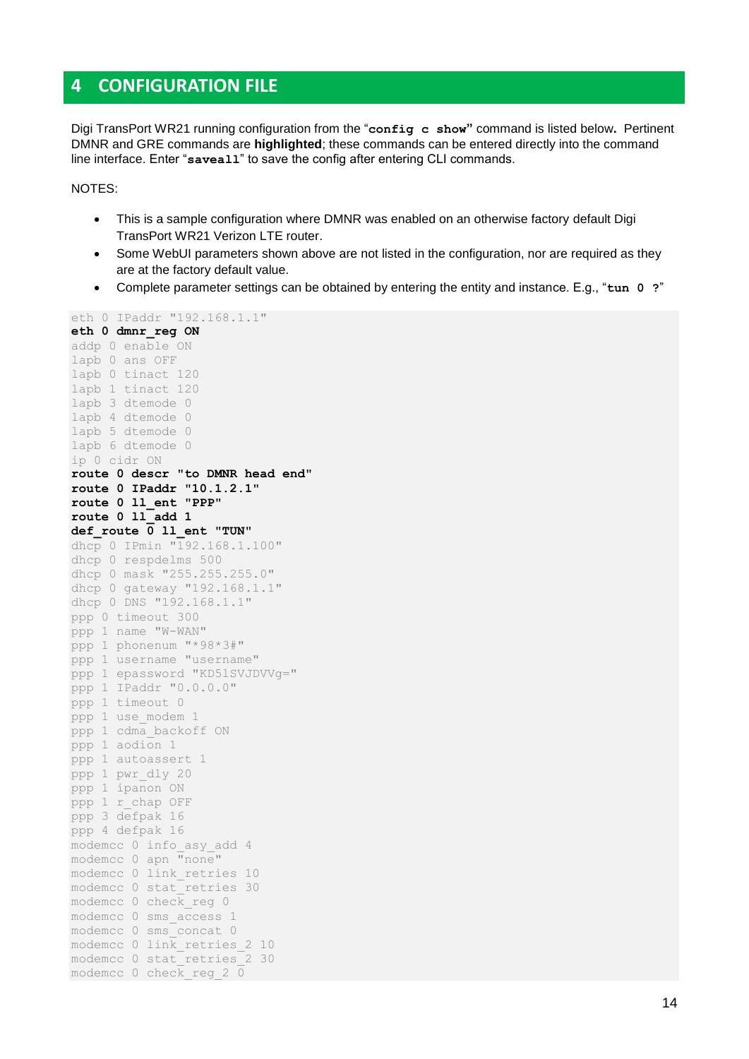# 4 CONFIGURATION FILE

Digi TransPort WR21 running configuration from the "**config c show**" command is listed below. Pertinent DMNR and GRE commands are **highlighted**; these commands can be entered directly into the command line interface. Enter "**saveall**" to save the config after entering CLI commands.

NOTES:

- This is a sample configuration where DMNR was enabled on an otherwise factory default Digi TransPort WR21 Verizon LTE router.
- Some WebUI parameters shown above are not listed in the configuration, nor are required as they are at the factory default value.
- Complete parameter settings can be obtained by entering the entity and instance. E.g., "**tun 0 ?**"

```
eth 0 IPaddr "192.168.1.1"
eth 0 dmnr_reg ON
addp 0 enable ON
lapb 0 ans OFF
lapb 0 tinact 120
lapb 1 tinact 120
lapb 3 dtemode 0
lapb 4 dtemode 0
lapb 5 dtemode 0
lapb 6 dtemode 0
ip 0 cidr ON
route 0 descr "to DMNR head end"
route 0 IPaddr "10.1.2.1"
route 0 ll_ent "PPP"
route 0 ll_add 1
def_route 0 ll_ent "TUN"
dhcp 0 IPmin "192.168.1.100"
dhcp 0 respdelms 500
dhcp 0 mask "255.255.255.0"
dhcp 0 gateway "192.168.1.1"
dhcp 0 DNS "192.168.1.1"
ppp 0 timeout 300
ppp 1 name "W-WAN"
ppp 1 phonenum "*98*3#"
ppp 1 username "username"
ppp 1 epassword "KD51SVJDVVg="
ppp 1 IPaddr "0.0.0.0"
ppp 1 timeout 0
ppp 1 use_modem 1
ppp 1 cdma_backoff ON
ppp 1 aodion 1
ppp 1 autoassert 1
ppp 1 pwr_dly 20
ppp 1 ipanon ON
ppp 1 r_chap OFF
ppp 3 defpak 16
ppp 4 defpak 16
modemcc 0 info_asy_add 4
modemcc 0 apn "none"
modemcc 0 link_retries 10
modemcc 0 stat_retries 30
modemcc 0 check_reg 0
modemcc 0 sms_access 1
modemcc 0 sms_concat 0
modemcc 0 link_retries_2 10
modemcc 0 stat_retries_2 30
modemcc 0 check_reg_2 0
```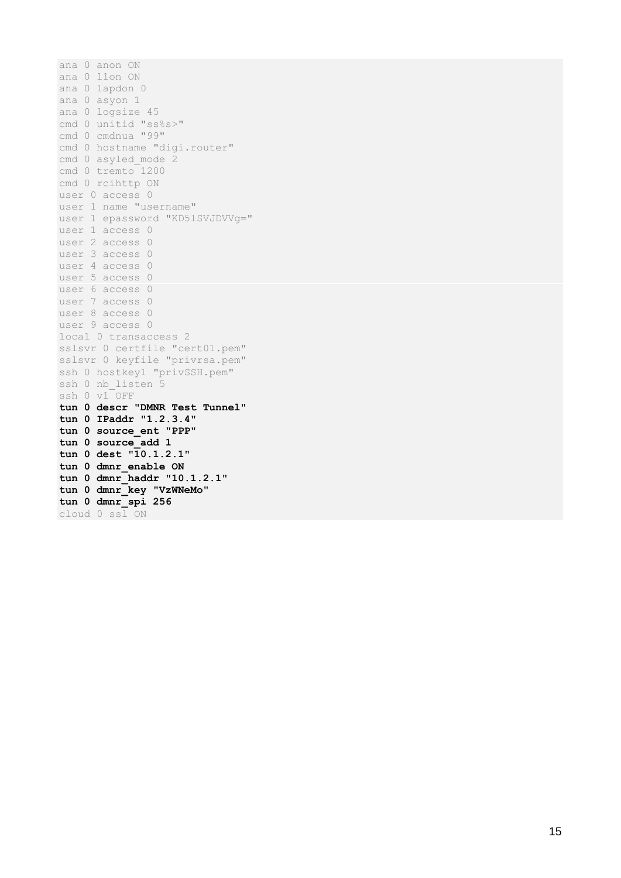```
ana 0 anon ON
ana 0 l1on ON
ana 0 lapdon 0
ana 0 asyon 1
ana 0 logsize 45
cmd 0 unitid "ss%s>"
cmd 0 cmdnua "99"
cmd 0 hostname "digi.router"
cmd 0 asyled_mode 2
cmd 0 tremto 1200
cmd 0 rcihttp ON
user 0 access 0
user 1 name "username"
user 1 epassword "KD5lSVJDVVg="
user 1 access 0
user 2 access 0
user 3 access 0
user 4 access 0
user 5 access 0
user 6 access 0
user 7 access 0
user 8 access 0
user 9 access 0
local 0 transaccess 2
sslsvr 0 certfile "cert01.pem"
sslsvr 0 keyfile "privrsa.pem"
ssh 0 hostkey1 "privSSH.pem"
ssh 0 nb_listen 5
ssh 0 v1 OFF
tun 0 descr "DMNR Test Tunnel"
tun 0 IPaddr "1.2.3.4"
tun 0 source_ent "PPP"
tun 0 source_add 1
tun 0 dest "10.1.2.1"
tun 0 dmnr_enable ON
tun 0 dmnr_haddr "10.1.2.1"
tun 0 dmnr_key "VzWNeMo"
tun 0 dmnr_spi 256
cloud 0 ssl ON
```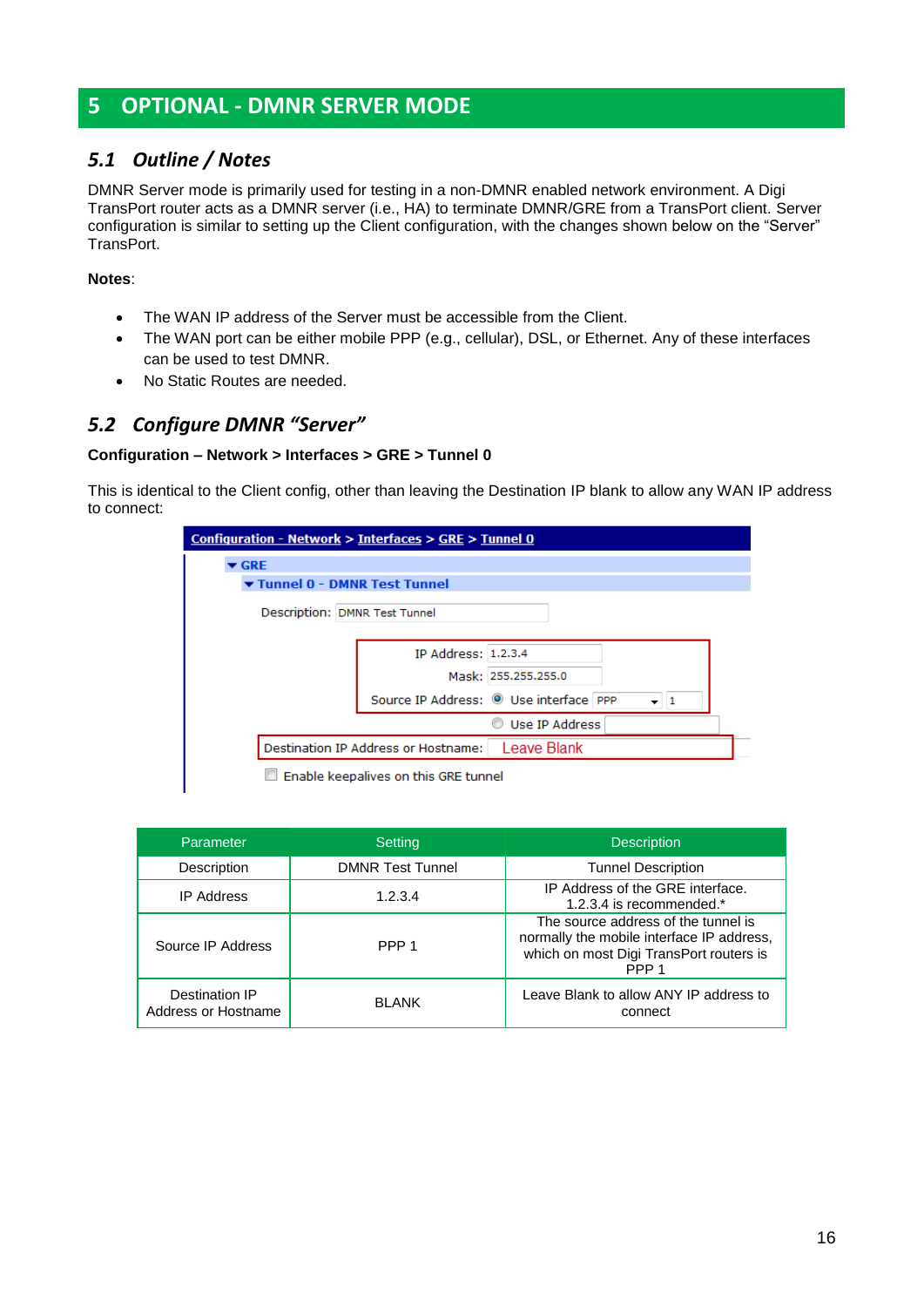# 5 OPTIONAL - DMNR SERVER MODE

## 5.1 Outline / Notes

DMNR Server mode is primarily used for testing in a non-DMNR enabled network environment. A Digi TransPort router acts as a DMNR server (i.e., HA) to terminate DMNR/GRE from a TransPort client. Server configuration is similar to setting up the Client configuration, with the changes shown below on the "Server" TransPort.

**Notes**:

- The WAN IP address of the Server must be accessible from the Client.
- The WAN port can be either mobile PPP (e.g., cellular), DSL, or Ethernet. Any of these interfaces can be used to test DMNR.
- No Static Routes are needed.

## 5.2 Configure DMNR "Server"

**Configuration – Network > Interfaces > GRE > Tunnel 0**

This is identical to the Client config, other than leaving the Destination IP blank to allow any WAN IP address to connect:

Configuration - Network > Interfaces > GRE > Tunnel 0

GRE

Tunnel 0 - DMNR Test Tunnel

Description: DMNR Test Tunnel

IP Address: 1.2.3.4

Mask: 255.255.255.0

Source IP Address: Use interface PPP 1

Use IP Address

Destination IP Address or Hostname: Leave Blank

Enable keepalives on this GRE tunnel

| Parameter | Setting | Description |
|---|---|---|
| Description | DMNR Test Tunnel | Tunnel Description |
| IP Address | 1.2.3.4 | IP Address of the GRE interface. 1.2.3.4 is recommended.* |
| Source IP Address | PPP 1 | The source address of the tunnel is normally the mobile interface IP address, which on most Digi TransPort routers is PPP 1 |
| Destination IP Address or Hostname | BLANK | Leave Blank to allow ANY IP address to connect |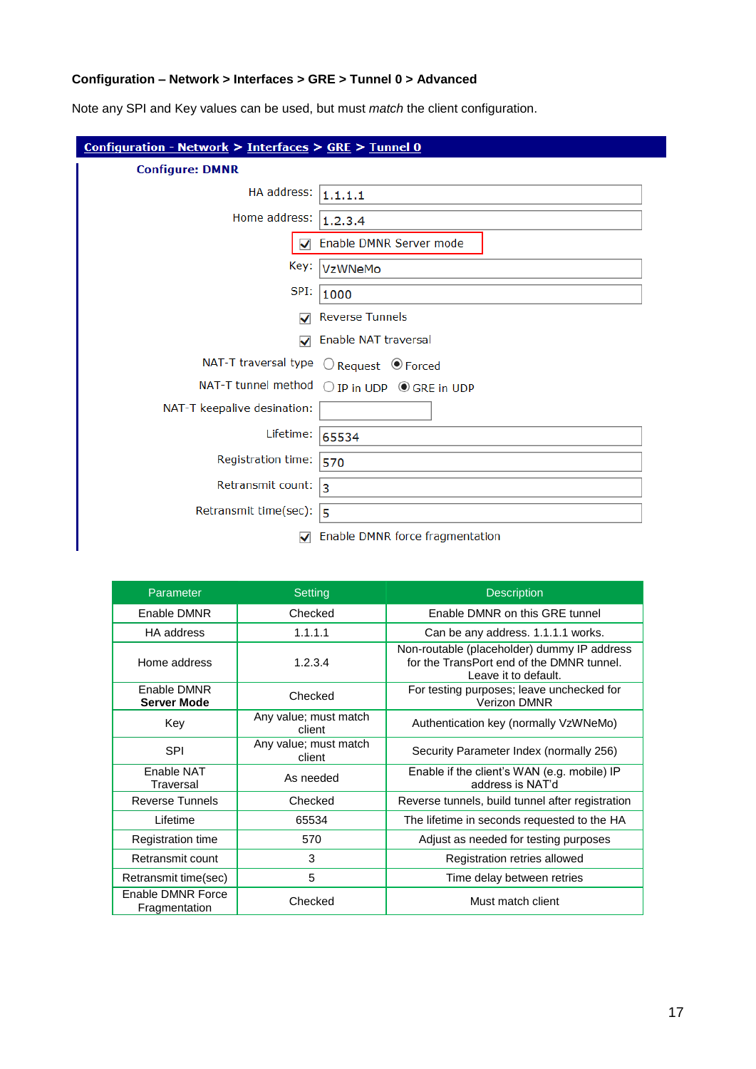**Configuration – Network > Interfaces > GRE > Tunnel 0 > Advanced**

Note any SPI and Key values can be used, but must *match* the client configuration.

**Configuration - Network > Interfaces > GRE > Tunnel 0**

**Configure: DMNR**

HA address: 1.1.1.1

Home address: 1.2.3.4

☑ Enable DMNR Server mode

Key: VzWNeMo

SPI: 1000

☑ Reverse Tunnels

☑ Enable NAT traversal

NAT-T traversal type: ○ Request ◉ Forced

NAT-T tunnel method: ○ IP in UDP ◉ GRE in UDP

NAT-T keepalive desination:

Lifetime: 65534

Registration time: 570

Retransmit count: 3

Retransmit time(sec): 5

☑ Enable DMNR force fragmentation

| Parameter | Setting | Description |
|---|---|---|
| Enable DMNR | Checked | Enable DMNR on this GRE tunnel |
| HA address | 1.1.1.1 | Can be any address. 1.1.1.1 works. |
| Home address | 1.2.3.4 | Non-routable (placeholder) dummy IP address for the TransPort end of the DMNR tunnel. Leave it to default. |
| Enable DMNR **Server Mode** | Checked | For testing purposes; leave unchecked for Verizon DMNR |
| Key | Any value; must match client | Authentication key (normally VzWNeMo) |
| SPI | Any value; must match client | Security Parameter Index (normally 256) |
| Enable NAT Traversal | As needed | Enable if the client's WAN (e.g. mobile) IP address is NAT'd |
| Reverse Tunnels | Checked | Reverse tunnels, build tunnel after registration |
| Lifetime | 65534 | The lifetime in seconds requested to the HA |
| Registration time | 570 | Adjust as needed for testing purposes |
| Retransmit count | 3 | Registration retries allowed |
| Retransmit time(sec) | 5 | Time delay between retries |
| Enable DMNR Force Fragmentation | Checked | Must match client |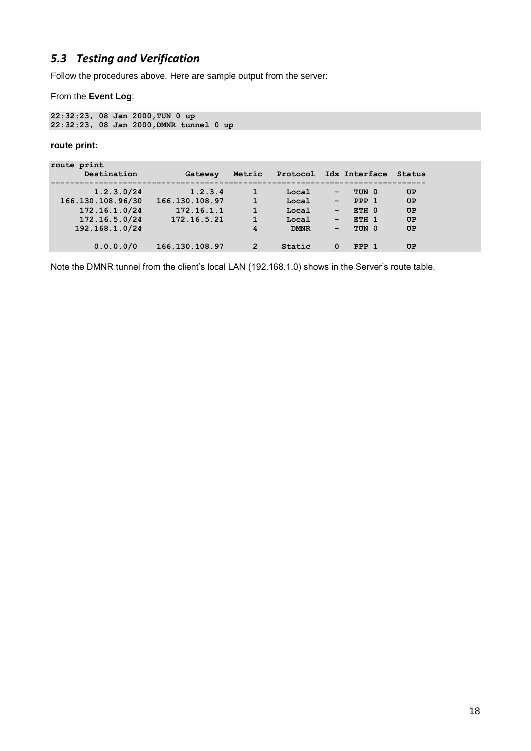## *5.3 Testing and Verification*

Follow the procedures above. Here are sample output from the server:

From the **Event Log**:

```
22:32:23, 08 Jan 2000,TUN 0 up
22:32:23, 08 Jan 2000,DMNR tunnel 0 up
```

**route print:**

```
route print
      Destination         Gateway   Metric   Protocol  Idx Interface  Status
-------------------------------------------------------------------------------
        1.2.3.0/24         1.2.3.4      1       Local     -   TUN 0      UP
  166.130.108.96/30   166.130.108.97    1       Local     -   PPP 1      UP
      172.16.1.0/24      172.16.1.1     1       Local     -   ETH 0      UP
      172.16.5.0/24     172.16.5.21     1       Local     -   ETH 1      UP
     192.168.1.0/24                     4        DMNR     -   TUN 0      UP

          0.0.0.0/0   166.130.108.97    2      Static     0   PPP 1      UP
```

Note the DMNR tunnel from the client's local LAN (192.168.1.0) shows in the Server's route table.